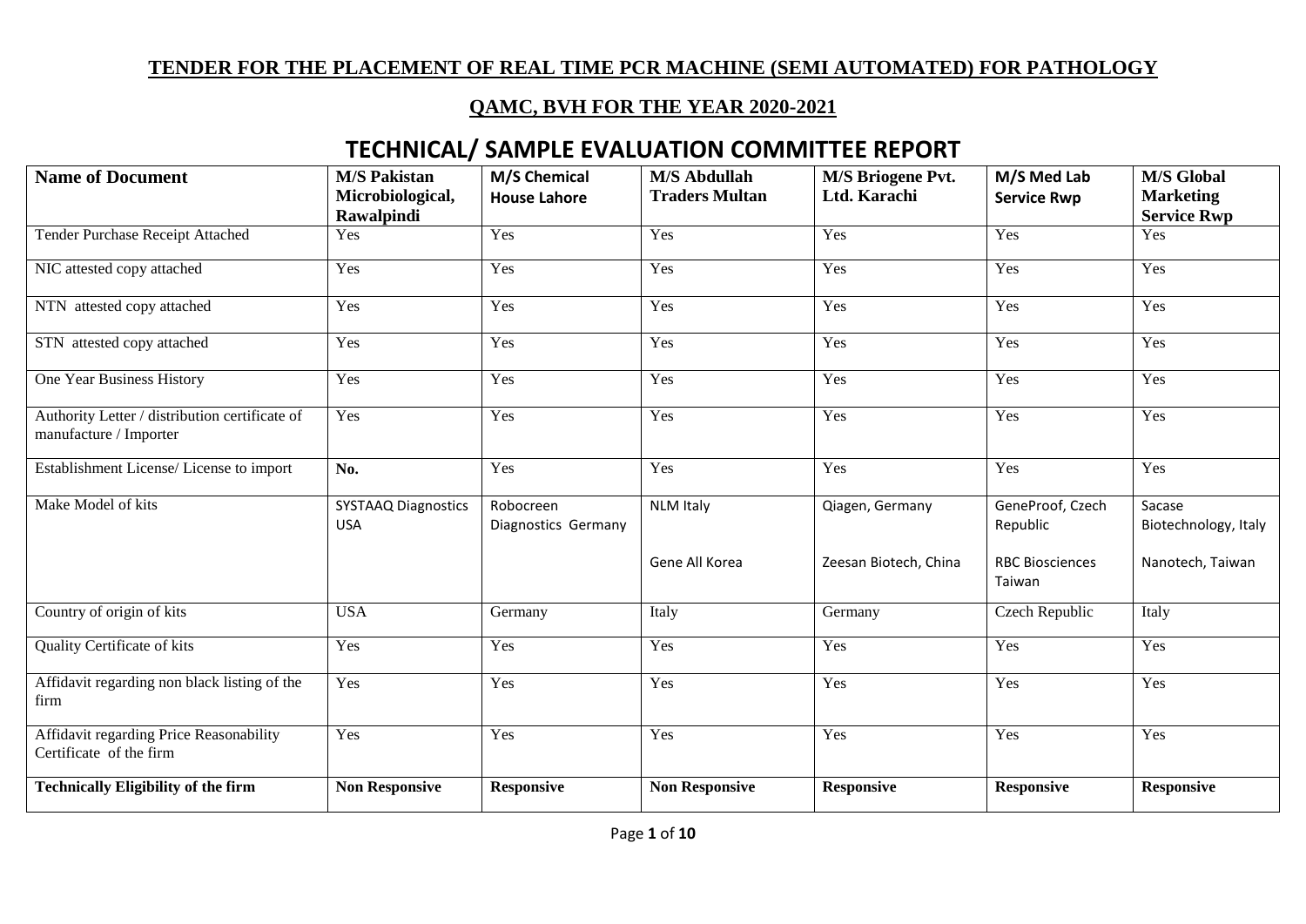**TENDER FOR THE PLACEMENT OF REAL TIME PCR MACHINE (SEMI AUTOMATED) FOR PATHOLOGY**

**QAMC, BVH FOR THE YEAR 2020-2021**

# TECHNICAL/ SAMPLE EVALUATION COMMITTEE REPORT

| Name of Document | M/S Pakistan Microbiological, Rawalpindi | M/S Chemical House Lahore | M/S Abdullah Traders Multan | M/S Briogene Pvt. Ltd. Karachi | M/S Med Lab Service Rwp | M/S Global Marketing Service Rwp |
|---|---|---|---|---|---|---|
| Tender Purchase Receipt Attached | Yes | Yes | Yes | Yes | Yes | Yes |
| NIC attested copy attached | Yes | Yes | Yes | Yes | Yes | Yes |
| NTN attested copy attached | Yes | Yes | Yes | Yes | Yes | Yes |
| STN attested copy attached | Yes | Yes | Yes | Yes | Yes | Yes |
| One Year Business History | Yes | Yes | Yes | Yes | Yes | Yes |
| Authority Letter / distribution certificate of manufacture / Importer | Yes | Yes | Yes | Yes | Yes | Yes |
| Establishment License/ License to import | **No.** | Yes | Yes | Yes | Yes | Yes |
| Make Model of kits | SYSTAAQ Diagnostics USA | Robocreen Diagnostics Germany | NLM Italy<br><br>Gene All Korea | Qiagen, Germany<br><br>Zeesan Biotech, China | GeneProof, Czech Republic<br><br>RBC Biosciences Taiwan | Sacase Biotechnology, Italy<br><br>Nanotech, Taiwan |
| Country of origin of kits | USA | Germany | Italy | Germany | Czech Republic | Italy |
| Quality Certificate of kits | Yes | Yes | Yes | Yes | Yes | Yes |
| Affidavit regarding non black listing of the firm | Yes | Yes | Yes | Yes | Yes | Yes |
| Affidavit regarding Price Reasonability Certificate of the firm | Yes | Yes | Yes | Yes | Yes | Yes |
| **Technically Eligibility of the firm** | **Non Responsive** | **Responsive** | **Non Responsive** | **Responsive** | **Responsive** | **Responsive** |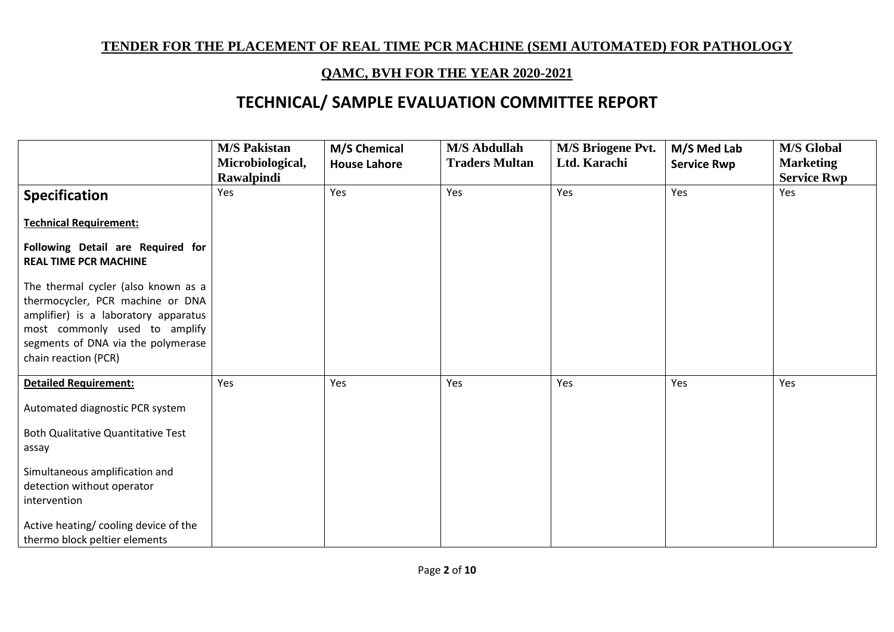**TENDER FOR THE PLACEMENT OF REAL TIME PCR MACHINE (SEMI AUTOMATED) FOR PATHOLOGY**

**QAMC, BVH FOR THE YEAR 2020-2021**

# TECHNICAL/ SAMPLE EVALUATION COMMITTEE REPORT

| | M/S Pakistan Microbiological, Rawalpindi | M/S Chemical House Lahore | M/S Abdullah Traders Multan | M/S Briogene Pvt. Ltd. Karachi | M/S Med Lab Service Rwp | M/S Global Marketing Service Rwp |
|---|---|---|---|---|---|---|
| **Specification**<br><br>**Technical Requirement:**<br><br>**Following Detail are Required for REAL TIME PCR MACHINE**<br><br>The thermal cycler (also known as a thermocycler, PCR machine or DNA amplifier) is a laboratory apparatus most commonly used to amplify segments of DNA via the polymerase chain reaction (PCR) | Yes | Yes | Yes | Yes | Yes | Yes |
| **Detailed Requirement:**<br><br>Automated diagnostic PCR system<br><br>Both Qualitative Quantitative Test assay<br><br>Simultaneous amplification and detection without operator intervention<br><br>Active heating/ cooling device of the thermo block peltier elements | Yes | Yes | Yes | Yes | Yes | Yes |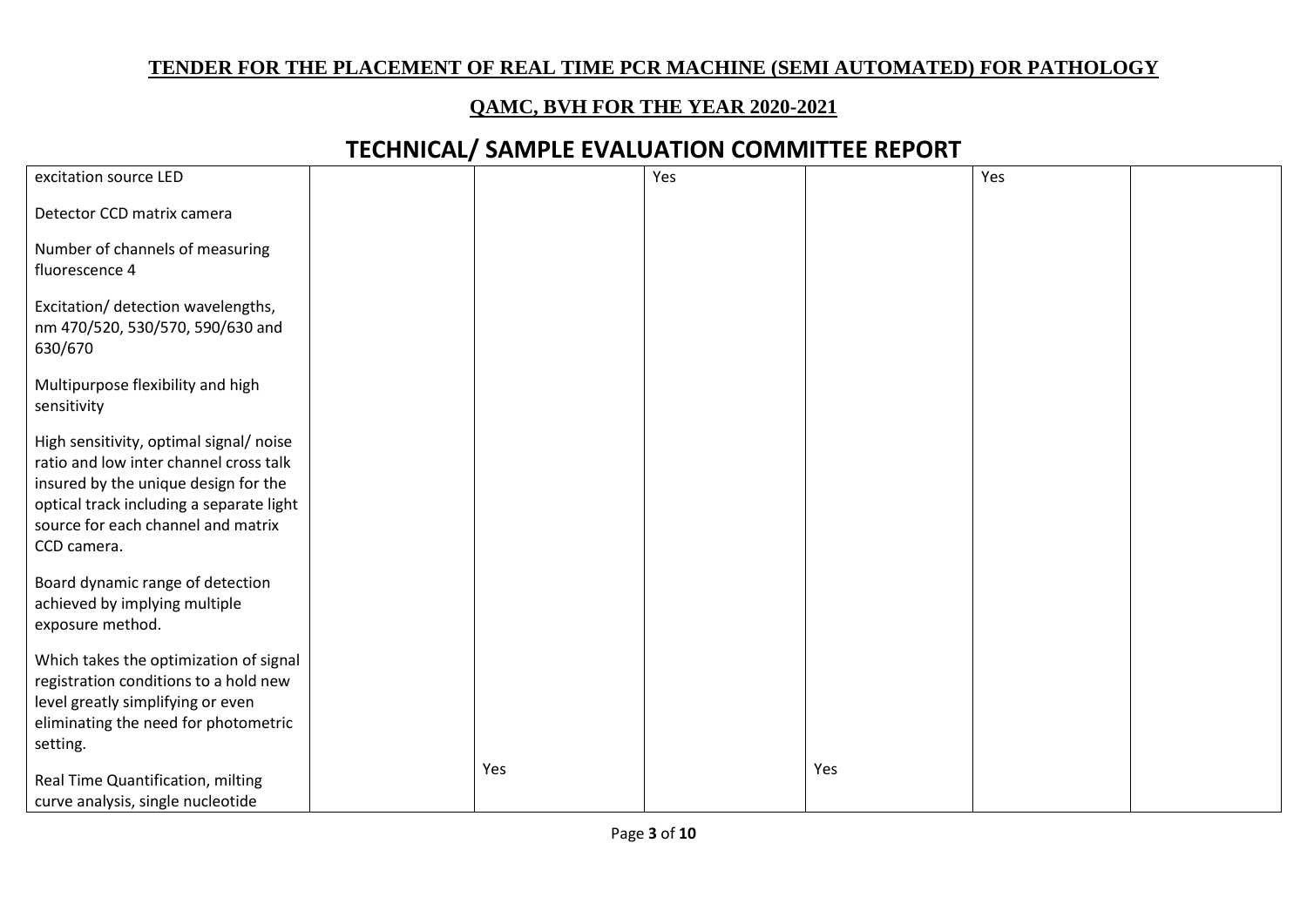**TENDER FOR THE PLACEMENT OF REAL TIME PCR MACHINE (SEMI AUTOMATED) FOR PATHOLOGY**

**QAMC, BVH FOR THE YEAR 2020-2021**

# TECHNICAL/ SAMPLE EVALUATION COMMITTEE REPORT

| | | | | | | | |
|---|---|---|---|---|---|---|---|
| excitation source LED<br><br>Detector CCD matrix camera<br><br>Number of channels of measuring fluorescence 4<br><br>Excitation/ detection wavelengths, nm 470/520, 530/570, 590/630 and 630/670<br><br>Multipurpose flexibility and high sensitivity<br><br>High sensitivity, optimal signal/ noise ratio and low inter channel cross talk insured by the unique design for the optical track including a separate light source for each channel and matrix CCD camera.<br><br>Board dynamic range of detection achieved by implying multiple exposure method.<br><br>Which takes the optimization of signal registration conditions to a hold new level greatly simplifying or even eliminating the need for photometric setting.<br><br>Real Time Quantification, milting curve analysis, single nucleotide | | Yes | Yes | | Yes | Yes | |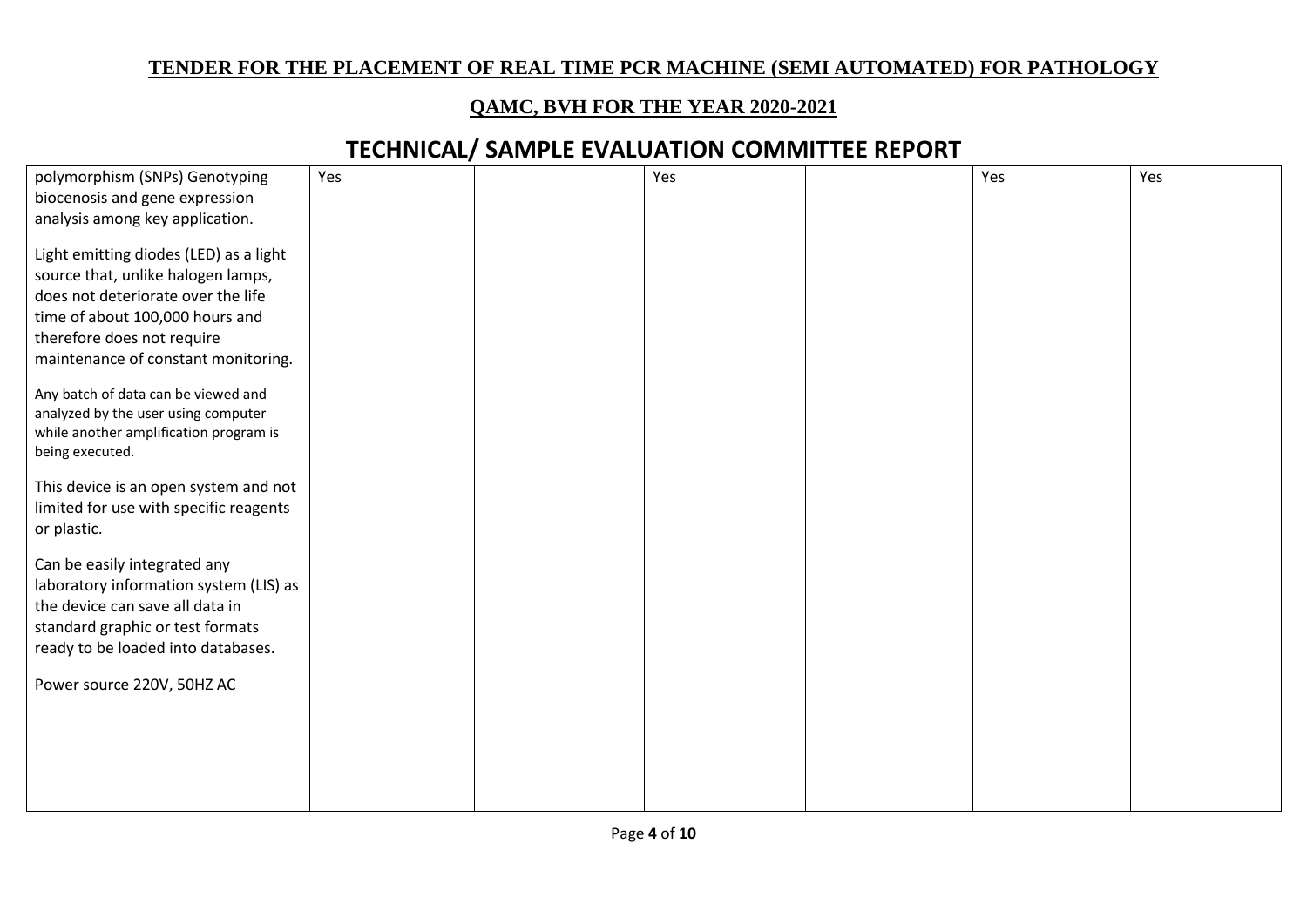**TENDER FOR THE PLACEMENT OF REAL TIME PCR MACHINE (SEMI AUTOMATED) FOR PATHOLOGY**

**QAMC, BVH FOR THE YEAR 2020-2021**

# TECHNICAL/ SAMPLE EVALUATION COMMITTEE REPORT

| | | | | | | |
|---|---|---|---|---|---|---|
| polymorphism (SNPs) Genotyping biocenosis and gene expression analysis among key application.<br><br>Light emitting diodes (LED) as a light source that, unlike halogen lamps, does not deteriorate over the life time of about 100,000 hours and therefore does not require maintenance of constant monitoring.<br><br>Any batch of data can be viewed and analyzed by the user using computer while another amplification program is being executed.<br><br>This device is an open system and not limited for use with specific reagents or plastic.<br><br>Can be easily integrated any laboratory information system (LIS) as the device can save all data in standard graphic or test formats ready to be loaded into databases.<br><br>Power source 220V, 50HZ AC | Yes | | Yes | | Yes | Yes |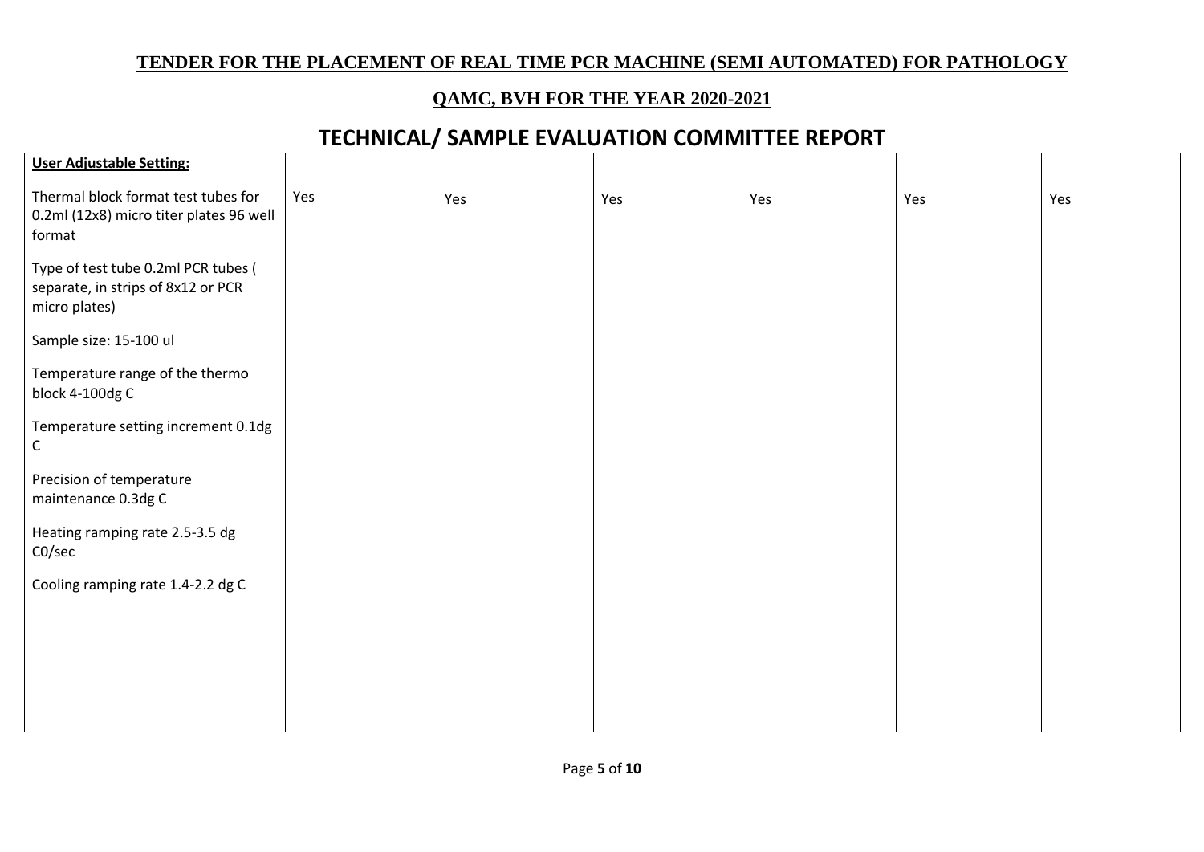**TENDER FOR THE PLACEMENT OF REAL TIME PCR MACHINE (SEMI AUTOMATED) FOR PATHOLOGY**

**QAMC, BVH FOR THE YEAR 2020-2021**

# TECHNICAL/ SAMPLE EVALUATION COMMITTEE REPORT

| **User Adjustable Setting:**<br><br>Thermal block format test tubes for 0.2ml (12x8) micro titer plates 96 well format<br><br>Type of test tube 0.2ml PCR tubes ( separate, in strips of 8x12 or PCR micro plates)<br><br>Sample size: 15-100 ul<br><br>Temperature range of the thermo block 4-100dg C<br><br>Temperature setting increment 0.1dg C<br><br>Precision of temperature maintenance 0.3dg C<br><br>Heating ramping rate 2.5-3.5 dg C0/sec<br><br>Cooling ramping rate 1.4-2.2 dg C | Yes | Yes | Yes | Yes | Yes | Yes |
|---|---|---|---|---|---|---|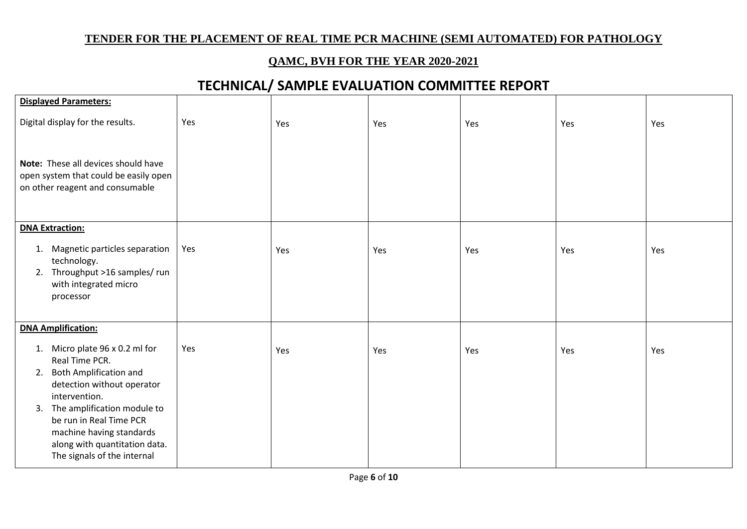**TENDER FOR THE PLACEMENT OF REAL TIME PCR MACHINE (SEMI AUTOMATED) FOR PATHOLOGY**

**QAMC, BVH FOR THE YEAR 2020-2021**

# TECHNICAL/ SAMPLE EVALUATION COMMITTEE REPORT

| | | | | | | |
|---|---|---|---|---|---|---|
| **Displayed Parameters:**<br><br>Digital display for the results.<br><br>**Note:** These all devices should have open system that could be easily open on other reagent and consumable | Yes | Yes | Yes | Yes | Yes | Yes |
| **DNA Extraction:**<br><br>1. Magnetic particles separation technology.<br>2. Throughput >16 samples/ run with integrated micro processor | Yes | Yes | Yes | Yes | Yes | Yes |
| **DNA Amplification:**<br><br>1. Micro plate 96 x 0.2 ml for Real Time PCR.<br>2. Both Amplification and detection without operator intervention.<br>3. The amplification module to be run in Real Time PCR machine having standards along with quantitation data. The signals of the internal | Yes | Yes | Yes | Yes | Yes | Yes |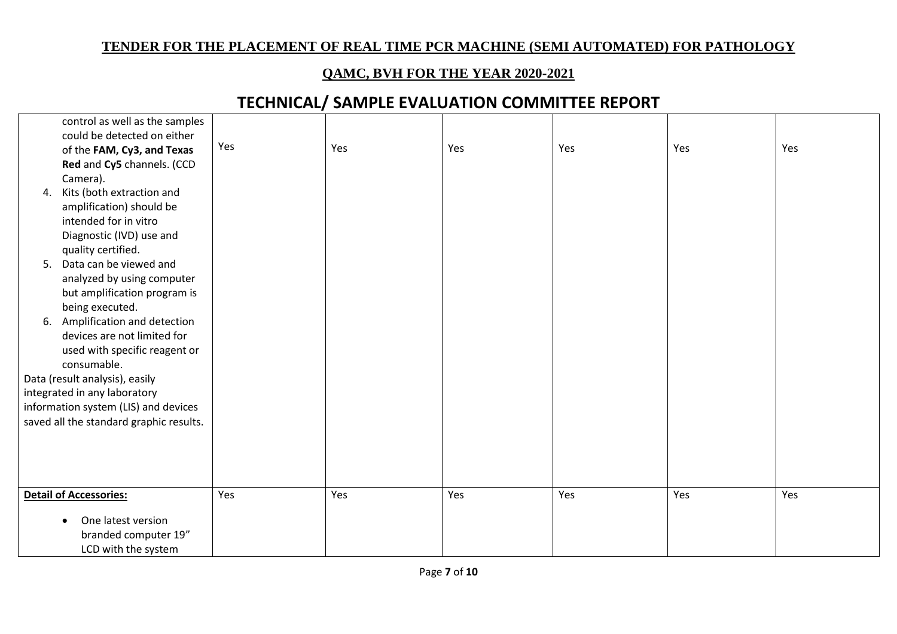**TENDER FOR THE PLACEMENT OF REAL TIME PCR MACHINE (SEMI AUTOMATED) FOR PATHOLOGY**

**QAMC, BVH FOR THE YEAR 2020-2021**

# TECHNICAL/ SAMPLE EVALUATION COMMITTEE REPORT

| | | | | | | |
|---|---|---|---|---|---|---|
| control as well as the samples could be detected on either of the **FAM, Cy3, and Texas Red** and **Cy5** channels. (CCD Camera).<br>4. Kits (both extraction and amplification) should be intended for in vitro Diagnostic (IVD) use and quality certified.<br>5. Data can be viewed and analyzed by using computer but amplification program is being executed.<br>6. Amplification and detection devices are not limited for used with specific reagent or consumable.<br>Data (result analysis), easily integrated in any laboratory information system (LIS) and devices saved all the standard graphic results. | Yes | Yes | Yes | Yes | Yes | Yes |
| **Detail of Accessories:**<br>• One latest version branded computer 19" LCD with the system | Yes | Yes | Yes | Yes | Yes | Yes |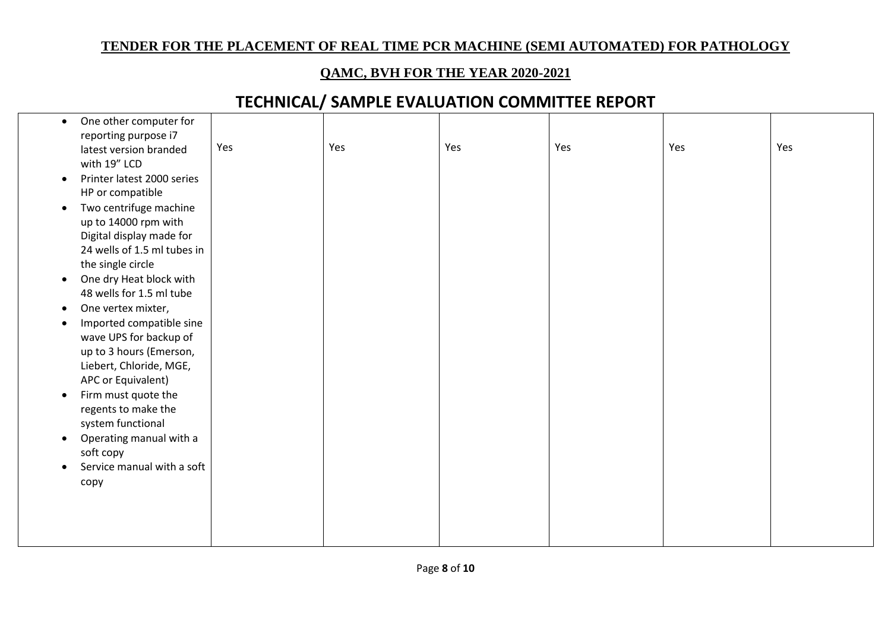**TENDER FOR THE PLACEMENT OF REAL TIME PCR MACHINE (SEMI AUTOMATED) FOR PATHOLOGY**

**QAMC, BVH FOR THE YEAR 2020-2021**

# TECHNICAL/ SAMPLE EVALUATION COMMITTEE REPORT

| | | | | | | |
|---|---|---|---|---|---|---|
| • One other computer for reporting purpose i7 latest version branded with 19" LCD<br>• Printer latest 2000 series HP or compatible<br>• Two centrifuge machine up to 14000 rpm with Digital display made for 24 wells of 1.5 ml tubes in the single circle<br>• One dry Heat block with 48 wells for 1.5 ml tube<br>• One vertex mixter,<br>• Imported compatible sine wave UPS for backup of up to 3 hours (Emerson, Liebert, Chloride, MGE, APC or Equivalent)<br>• Firm must quote the regents to make the system functional<br>• Operating manual with a soft copy<br>• Service manual with a soft copy | Yes | Yes | Yes | Yes | Yes | Yes |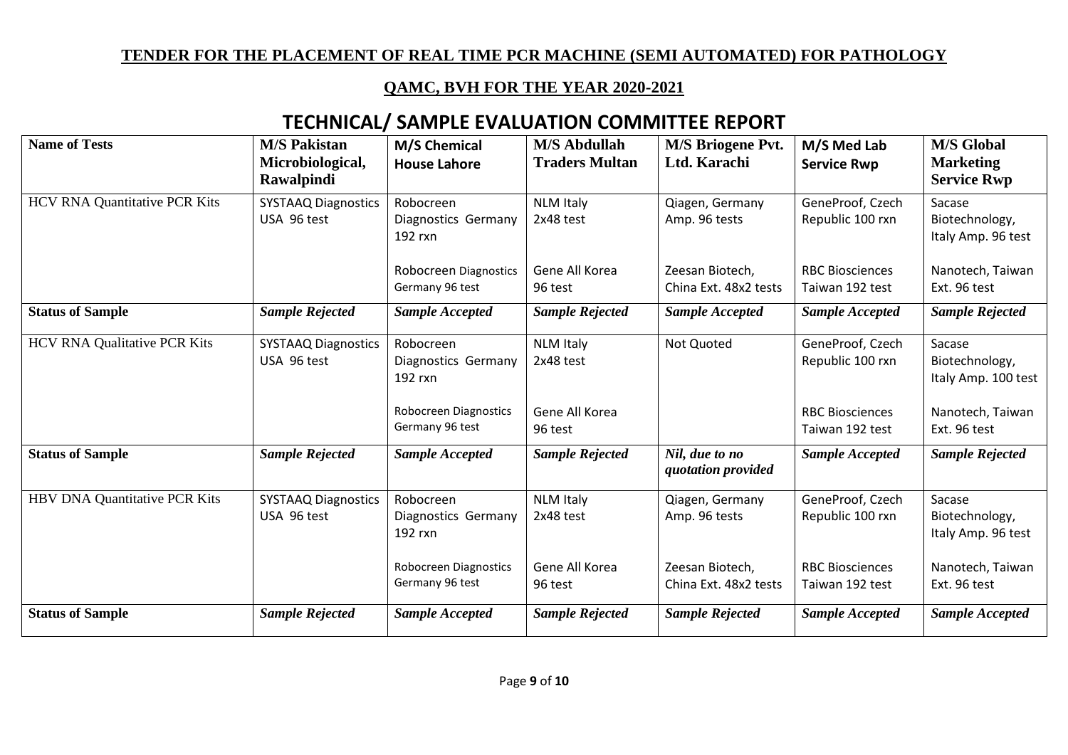**TENDER FOR THE PLACEMENT OF REAL TIME PCR MACHINE (SEMI AUTOMATED) FOR PATHOLOGY**

**QAMC, BVH FOR THE YEAR 2020-2021**

# TECHNICAL/ SAMPLE EVALUATION COMMITTEE REPORT

| Name of Tests | M/S Pakistan Microbiological, Rawalpindi | M/S Chemical House Lahore | M/S Abdullah Traders Multan | M/S Briogene Pvt. Ltd. Karachi | M/S Med Lab Service Rwp | M/S Global Marketing Service Rwp |
|---|---|---|---|---|---|---|
| HCV RNA Quantitative PCR Kits | SYSTAAQ Diagnostics USA 96 test | Robocreen Diagnostics Germany 192 rxn<br><br>Robocreen Diagnostics Germany 96 test | NLM Italy 2x48 test<br><br>Gene All Korea 96 test | Qiagen, Germany Amp. 96 tests<br><br>Zeesan Biotech, China Ext. 48x2 tests | GeneProof, Czech Republic 100 rxn<br><br>RBC Biosciences Taiwan 192 test | Sacase Biotechnology, Italy Amp. 96 test<br><br>Nanotech, Taiwan Ext. 96 test |
| **Status of Sample** | ***Sample Rejected*** | ***Sample Accepted*** | ***Sample Rejected*** | ***Sample Accepted*** | ***Sample Accepted*** | ***Sample Rejected*** |
| HCV RNA Qualitative PCR Kits | SYSTAAQ Diagnostics USA 96 test | Robocreen Diagnostics Germany 192 rxn<br><br>Robocreen Diagnostics Germany 96 test | NLM Italy 2x48 test<br><br>Gene All Korea 96 test | Not Quoted | GeneProof, Czech Republic 100 rxn<br><br>RBC Biosciences Taiwan 192 test | Sacase Biotechnology, Italy Amp. 100 test<br><br>Nanotech, Taiwan Ext. 96 test |
| **Status of Sample** | ***Sample Rejected*** | ***Sample Accepted*** | ***Sample Rejected*** | ***Nil, due to no quotation provided*** | ***Sample Accepted*** | ***Sample Rejected*** |
| HBV DNA Quantitative PCR Kits | SYSTAAQ Diagnostics USA 96 test | Robocreen Diagnostics Germany 192 rxn<br><br>Robocreen Diagnostics Germany 96 test | NLM Italy 2x48 test<br><br>Gene All Korea 96 test | Qiagen, Germany Amp. 96 tests<br><br>Zeesan Biotech, China Ext. 48x2 tests | GeneProof, Czech Republic 100 rxn<br><br>RBC Biosciences Taiwan 192 test | Sacase Biotechnology, Italy Amp. 96 test<br><br>Nanotech, Taiwan Ext. 96 test |
| **Status of Sample** | ***Sample Rejected*** | ***Sample Accepted*** | ***Sample Rejected*** | ***Sample Rejected*** | ***Sample Accepted*** | ***Sample Accepted*** |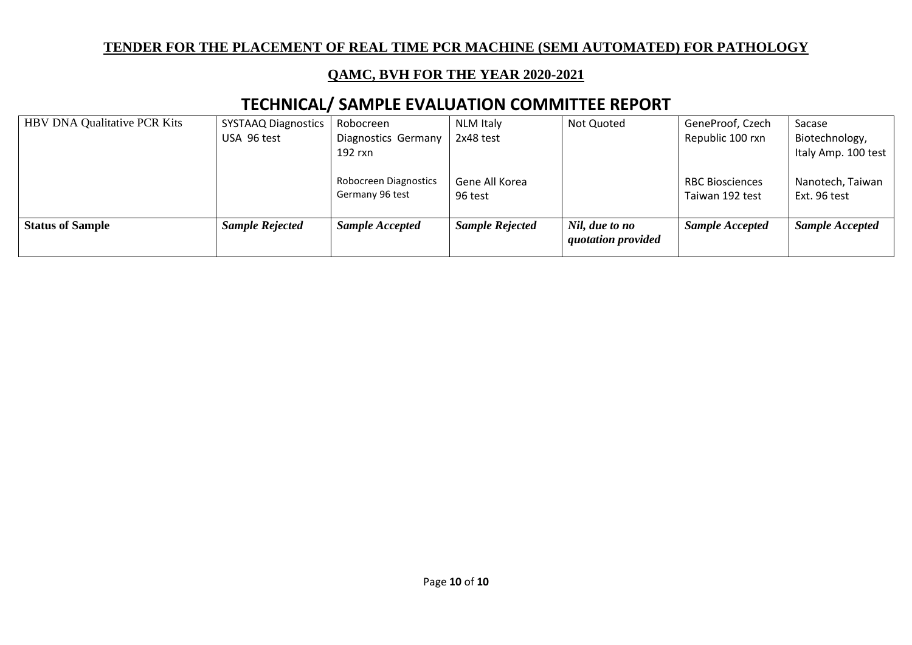**TENDER FOR THE PLACEMENT OF REAL TIME PCR MACHINE (SEMI AUTOMATED) FOR PATHOLOGY**

**QAMC, BVH FOR THE YEAR 2020-2021**

# TECHNICAL/ SAMPLE EVALUATION COMMITTEE REPORT

| | | | | | | |
|---|---|---|---|---|---|---|
| HBV DNA Qualitative PCR Kits | SYSTAAQ Diagnostics USA 96 test | Robocreen Diagnostics Germany 192 rxn<br><br>Robocreen Diagnostics Germany 96 test | NLM Italy 2x48 test<br><br>Gene All Korea 96 test | Not Quoted | GeneProof, Czech Republic 100 rxn<br><br>RBC Biosciences Taiwan 192 test | Sacase Biotechnology, Italy Amp. 100 test<br><br>Nanotech, Taiwan Ext. 96 test |
| **Status of Sample** | ***Sample Rejected*** | ***Sample Accepted*** | ***Sample Rejected*** | ***Nil, due to no quotation provided*** | ***Sample Accepted*** | ***Sample Accepted*** |